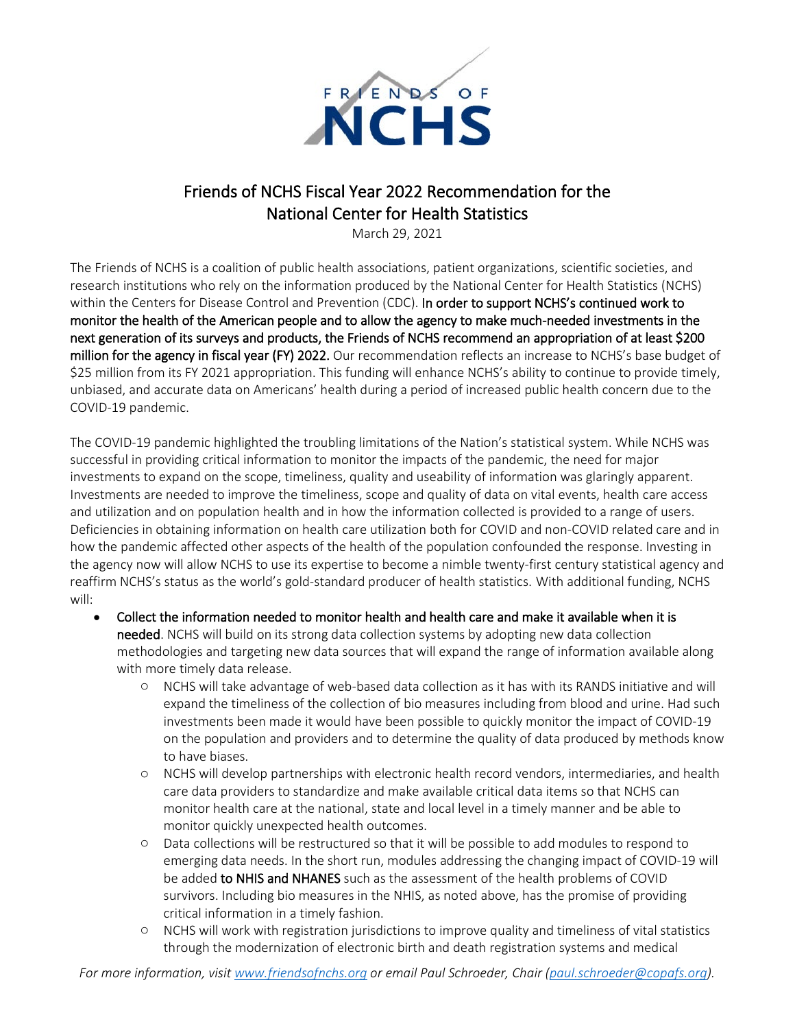# Friends of NCHS Fiscal Year 2022 Recommendation for the National Center for Health Statistics

March 29, 2021

The Friends of NCHS is a coalition of public health associations, patient organizations, scientific societies, and research institutions who rely on the information produced by the National Center for Health Statistics (NCHS) within the Centers for Disease Control and Prevention (CDC). **In order to support NCHS's continued work to monitor the health of the American people and to allow the agency to make much-needed investments in the next generation of its surveys and products, the Friends of NCHS recommend an appropriation of at least $200 million for the agency in fiscal year (FY) 2022.** Our recommendation reflects an increase to NCHS's base budget of $25 million from its FY 2021 appropriation. This funding will enhance NCHS's ability to continue to provide timely, unbiased, and accurate data on Americans' health during a period of increased public health concern due to the COVID-19 pandemic.

The COVID-19 pandemic highlighted the troubling limitations of the Nation's statistical system. While NCHS was successful in providing critical information to monitor the impacts of the pandemic, the need for major investments to expand on the scope, timeliness, quality and useability of information was glaringly apparent. Investments are needed to improve the timeliness, scope and quality of data on vital events, health care access and utilization and on population health and in how the information collected is provided to a range of users. Deficiencies in obtaining information on health care utilization both for COVID and non-COVID related care and in how the pandemic affected other aspects of the health of the population confounded the response. Investing in the agency now will allow NCHS to use its expertise to become a nimble twenty-first century statistical agency and reaffirm NCHS's status as the world's gold-standard producer of health statistics. With additional funding, NCHS will:

- **Collect the information needed to monitor health and health care and make it available when it is needed**. NCHS will build on its strong data collection systems by adopting new data collection methodologies and targeting new data sources that will expand the range of information available along with more timely data release.
  - NCHS will take advantage of web-based data collection as it has with its RANDS initiative and will expand the timeliness of the collection of bio measures including from blood and urine. Had such investments been made it would have been possible to quickly monitor the impact of COVID-19 on the population and providers and to determine the quality of data produced by methods know to have biases.
  - NCHS will develop partnerships with electronic health record vendors, intermediaries, and health care data providers to standardize and make available critical data items so that NCHS can monitor health care at the national, state and local level in a timely manner and be able to monitor quickly unexpected health outcomes.
  - Data collections will be restructured so that it will be possible to add modules to respond to emerging data needs. In the short run, modules addressing the changing impact of COVID-19 will be added **to NHIS and NHANES** such as the assessment of the health problems of COVID survivors. Including bio measures in the NHIS, as noted above, has the promise of providing critical information in a timely fashion.
  - NCHS will work with registration jurisdictions to improve quality and timeliness of vital statistics through the modernization of electronic birth and death registration systems and medical

*For more information, visit www.friendsofnchs.org or email Paul Schroeder, Chair (paul.schroeder@copafs.org).*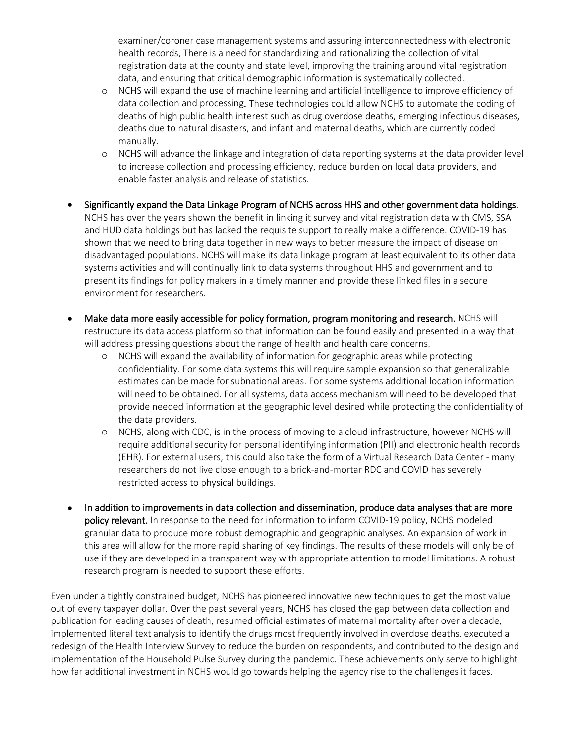- examiner/coroner case management systems and assuring interconnectedness with electronic health records. There is a need for standardizing and rationalizing the collection of vital registration data at the county and state level, improving the training around vital registration data, and ensuring that critical demographic information is systematically collected.
  - NCHS will expand the use of machine learning and artificial intelligence to improve efficiency of data collection and processing. These technologies could allow NCHS to automate the coding of deaths of high public health interest such as drug overdose deaths, emerging infectious diseases, deaths due to natural disasters, and infant and maternal deaths, which are currently coded manually.
  - NCHS will advance the linkage and integration of data reporting systems at the data provider level to increase collection and processing efficiency, reduce burden on local data providers, and enable faster analysis and release of statistics.

- Significantly expand the Data Linkage Program of NCHS across HHS and other government data holdings. NCHS has over the years shown the benefit in linking it survey and vital registration data with CMS, SSA and HUD data holdings but has lacked the requisite support to really make a difference. COVID-19 has shown that we need to bring data together in new ways to better measure the impact of disease on disadvantaged populations. NCHS will make its data linkage program at least equivalent to its other data systems activities and will continually link to data systems throughout HHS and government and to present its findings for policy makers in a timely manner and provide these linked files in a secure environment for researchers.

- Make data more easily accessible for policy formation, program monitoring and research. NCHS will restructure its data access platform so that information can be found easily and presented in a way that will address pressing questions about the range of health and health care concerns.
  - NCHS will expand the availability of information for geographic areas while protecting confidentiality. For some data systems this will require sample expansion so that generalizable estimates can be made for subnational areas. For some systems additional location information will need to be obtained. For all systems, data access mechanism will need to be developed that provide needed information at the geographic level desired while protecting the confidentiality of the data providers.
  - NCHS, along with CDC, is in the process of moving to a cloud infrastructure, however NCHS will require additional security for personal identifying information (PII) and electronic health records (EHR). For external users, this could also take the form of a Virtual Research Data Center - many researchers do not live close enough to a brick-and-mortar RDC and COVID has severely restricted access to physical buildings.

- In addition to improvements in data collection and dissemination, produce data analyses that are more policy relevant. In response to the need for information to inform COVID-19 policy, NCHS modeled granular data to produce more robust demographic and geographic analyses. An expansion of work in this area will allow for the more rapid sharing of key findings. The results of these models will only be of use if they are developed in a transparent way with appropriate attention to model limitations. A robust research program is needed to support these efforts.

Even under a tightly constrained budget, NCHS has pioneered innovative new techniques to get the most value out of every taxpayer dollar. Over the past several years, NCHS has closed the gap between data collection and publication for leading causes of death, resumed official estimates of maternal mortality after over a decade, implemented literal text analysis to identify the drugs most frequently involved in overdose deaths, executed a redesign of the Health Interview Survey to reduce the burden on respondents, and contributed to the design and implementation of the Household Pulse Survey during the pandemic. These achievements only serve to highlight how far additional investment in NCHS would go towards helping the agency rise to the challenges it faces.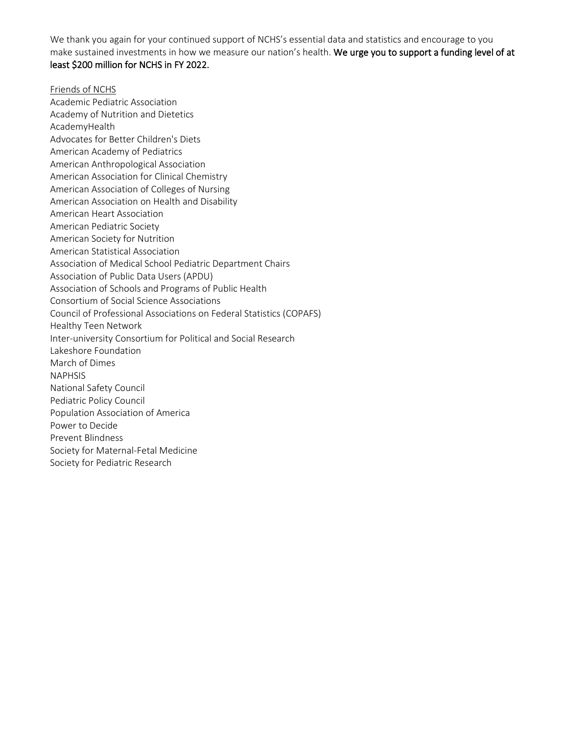We thank you again for your continued support of NCHS's essential data and statistics and encourage to you make sustained investments in how we measure our nation's health. **We urge you to support a funding level of at least $200 million for NCHS in FY 2022.**

<u>Friends of NCHS</u>

Academic Pediatric Association
Academy of Nutrition and Dietetics
AcademyHealth
Advocates for Better Children's Diets
American Academy of Pediatrics
American Anthropological Association
American Association for Clinical Chemistry
American Association of Colleges of Nursing
American Association on Health and Disability
American Heart Association
American Pediatric Society
American Society for Nutrition
American Statistical Association
Association of Medical School Pediatric Department Chairs
Association of Public Data Users (APDU)
Association of Schools and Programs of Public Health
Consortium of Social Science Associations
Council of Professional Associations on Federal Statistics (COPAFS)
Healthy Teen Network
Inter-university Consortium for Political and Social Research
Lakeshore Foundation
March of Dimes
NAPHSIS
National Safety Council
Pediatric Policy Council
Population Association of America
Power to Decide
Prevent Blindness
Society for Maternal-Fetal Medicine
Society for Pediatric Research